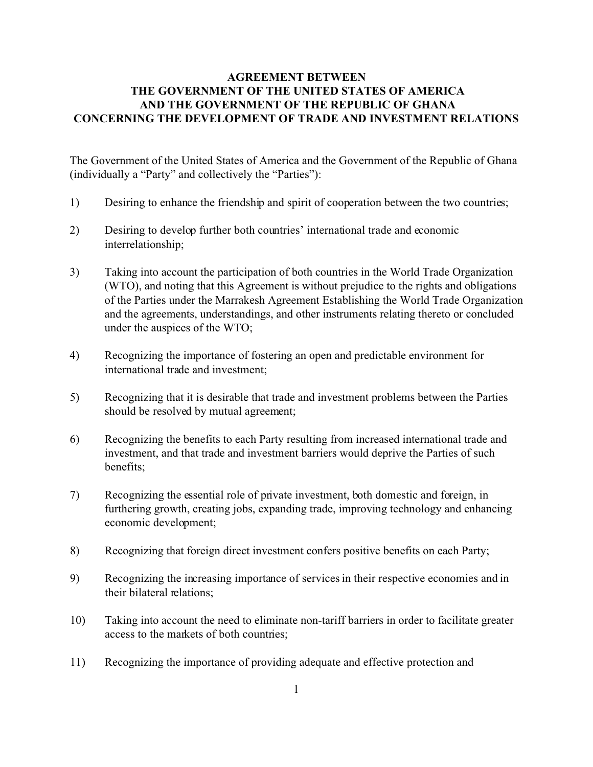# AGREEMENT BETWEEN THE GOVERNMENT OF THE UNITED STATES OF AMERICA AND THE GOVERNMENT OF THE REPUBLIC OF GHANA CONCERNING THE DEVELOPMENT OF TRADE AND INVESTMENT RELATIONS

The Government of the United States of America and the Government of the Republic of Ghana (individually a "Party" and collectively the "Parties"):

1) Desiring to enhance the friendship and spirit of cooperation between the two countries;

2) Desiring to develop further both countries' international trade and economic interrelationship;

3) Taking into account the participation of both countries in the World Trade Organization (WTO), and noting that this Agreement is without prejudice to the rights and obligations of the Parties under the Marrakesh Agreement Establishing the World Trade Organization and the agreements, understandings, and other instruments relating thereto or concluded under the auspices of the WTO;

4) Recognizing the importance of fostering an open and predictable environment for international trade and investment;

5) Recognizing that it is desirable that trade and investment problems between the Parties should be resolved by mutual agreement;

6) Recognizing the benefits to each Party resulting from increased international trade and investment, and that trade and investment barriers would deprive the Parties of such benefits;

7) Recognizing the essential role of private investment, both domestic and foreign, in furthering growth, creating jobs, expanding trade, improving technology and enhancing economic development;

8) Recognizing that foreign direct investment confers positive benefits on each Party;

9) Recognizing the increasing importance of services in their respective economies and in their bilateral relations;

10) Taking into account the need to eliminate non-tariff barriers in order to facilitate greater access to the markets of both countries;

11) Recognizing the importance of providing adequate and effective protection and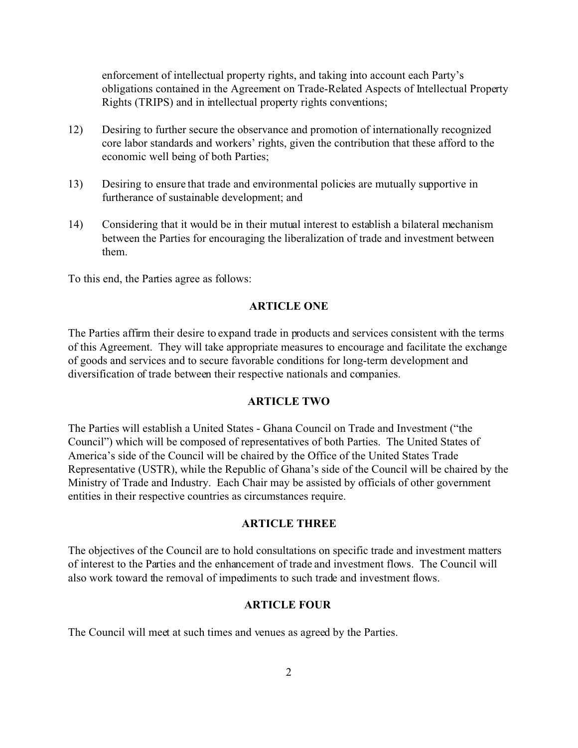enforcement of intellectual property rights, and taking into account each Party's obligations contained in the Agreement on Trade-Related Aspects of Intellectual Property Rights (TRIPS) and in intellectual property rights conventions;

12) Desiring to further secure the observance and promotion of internationally recognized core labor standards and workers' rights, given the contribution that these afford to the economic well being of both Parties;

13) Desiring to ensure that trade and environmental policies are mutually supportive in furtherance of sustainable development; and

14) Considering that it would be in their mutual interest to establish a bilateral mechanism between the Parties for encouraging the liberalization of trade and investment between them.

To this end, the Parties agree as follows:

**ARTICLE ONE**

The Parties affirm their desire to expand trade in products and services consistent with the terms of this Agreement. They will take appropriate measures to encourage and facilitate the exchange of goods and services and to secure favorable conditions for long-term development and diversification of trade between their respective nationals and companies.

**ARTICLE TWO**

The Parties will establish a United States - Ghana Council on Trade and Investment ("the Council") which will be composed of representatives of both Parties. The United States of America's side of the Council will be chaired by the Office of the United States Trade Representative (USTR), while the Republic of Ghana's side of the Council will be chaired by the Ministry of Trade and Industry. Each Chair may be assisted by officials of other government entities in their respective countries as circumstances require.

**ARTICLE THREE**

The objectives of the Council are to hold consultations on specific trade and investment matters of interest to the Parties and the enhancement of trade and investment flows. The Council will also work toward the removal of impediments to such trade and investment flows.

**ARTICLE FOUR**

The Council will meet at such times and venues as agreed by the Parties.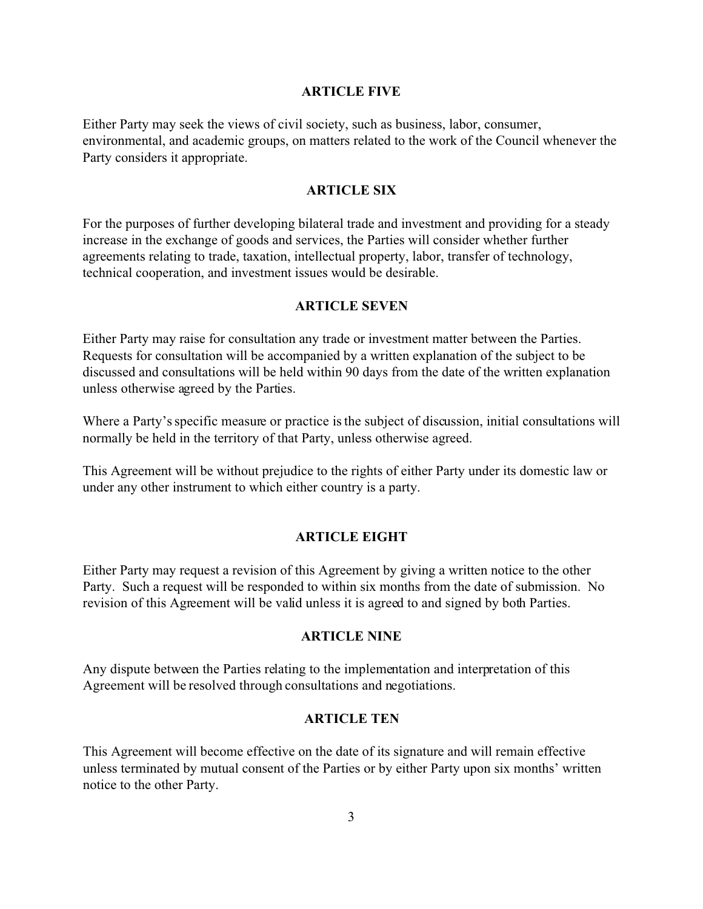## ARTICLE FIVE

Either Party may seek the views of civil society, such as business, labor, consumer, environmental, and academic groups, on matters related to the work of the Council whenever the Party considers it appropriate.

## ARTICLE SIX

For the purposes of further developing bilateral trade and investment and providing for a steady increase in the exchange of goods and services, the Parties will consider whether further agreements relating to trade, taxation, intellectual property, labor, transfer of technology, technical cooperation, and investment issues would be desirable.

## ARTICLE SEVEN

Either Party may raise for consultation any trade or investment matter between the Parties. Requests for consultation will be accompanied by a written explanation of the subject to be discussed and consultations will be held within 90 days from the date of the written explanation unless otherwise agreed by the Parties.

Where a Party's specific measure or practice is the subject of discussion, initial consultations will normally be held in the territory of that Party, unless otherwise agreed.

This Agreement will be without prejudice to the rights of either Party under its domestic law or under any other instrument to which either country is a party.

## ARTICLE EIGHT

Either Party may request a revision of this Agreement by giving a written notice to the other Party. Such a request will be responded to within six months from the date of submission. No revision of this Agreement will be valid unless it is agreed to and signed by both Parties.

## ARTICLE NINE

Any dispute between the Parties relating to the implementation and interpretation of this Agreement will be resolved through consultations and negotiations.

## ARTICLE TEN

This Agreement will become effective on the date of its signature and will remain effective unless terminated by mutual consent of the Parties or by either Party upon six months' written notice to the other Party.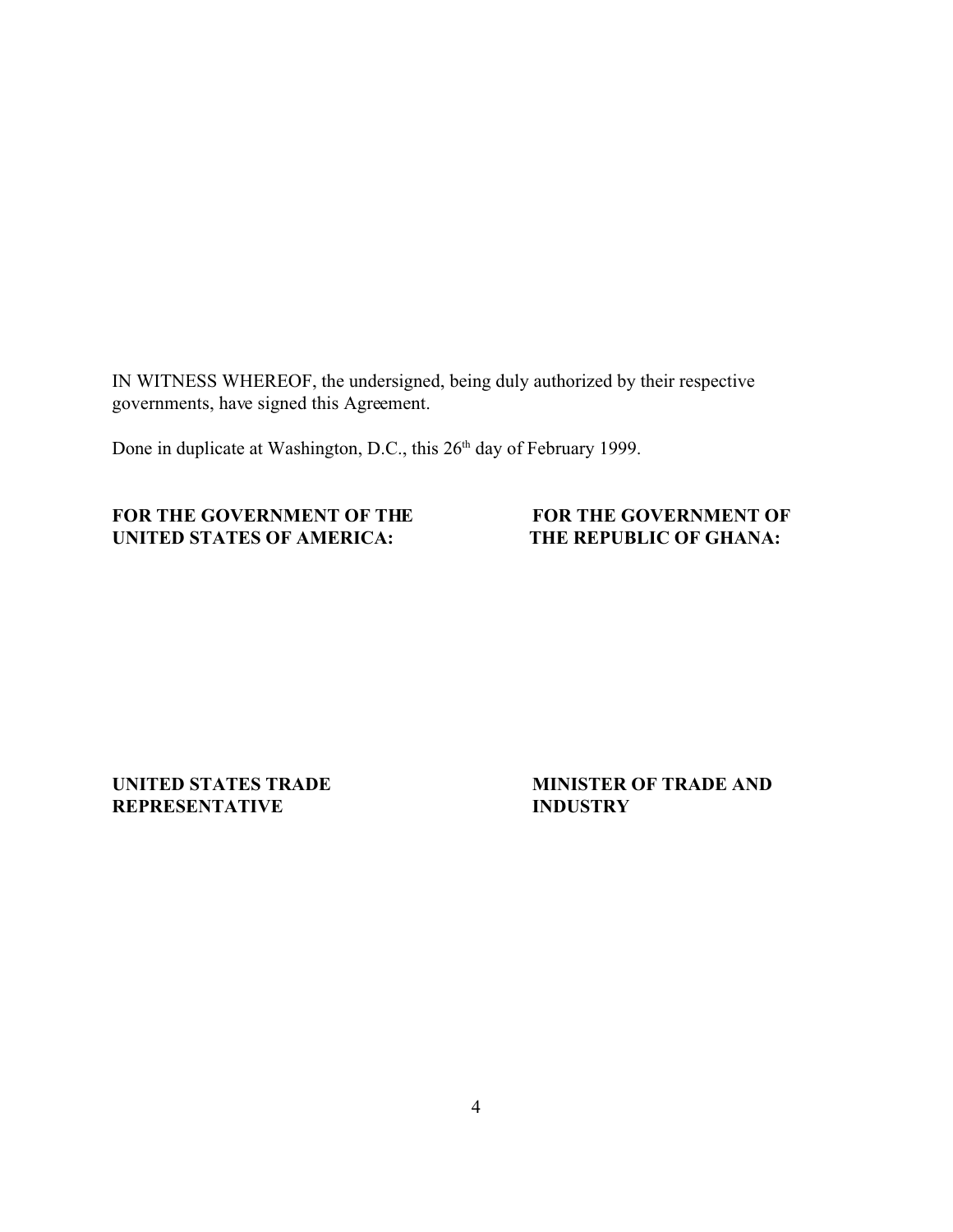IN WITNESS WHEREOF, the undersigned, being duly authorized by their respective governments, have signed this Agreement.

Done in duplicate at Washington, D.C., this 26th day of February 1999.

| | |
|---|---|
| **FOR THE GOVERNMENT OF THE UNITED STATES OF AMERICA:** | **FOR THE GOVERNMENT OF THE REPUBLIC OF GHANA:** |
| | |
| **UNITED STATES TRADE REPRESENTATIVE** | **MINISTER OF TRADE AND INDUSTRY** |